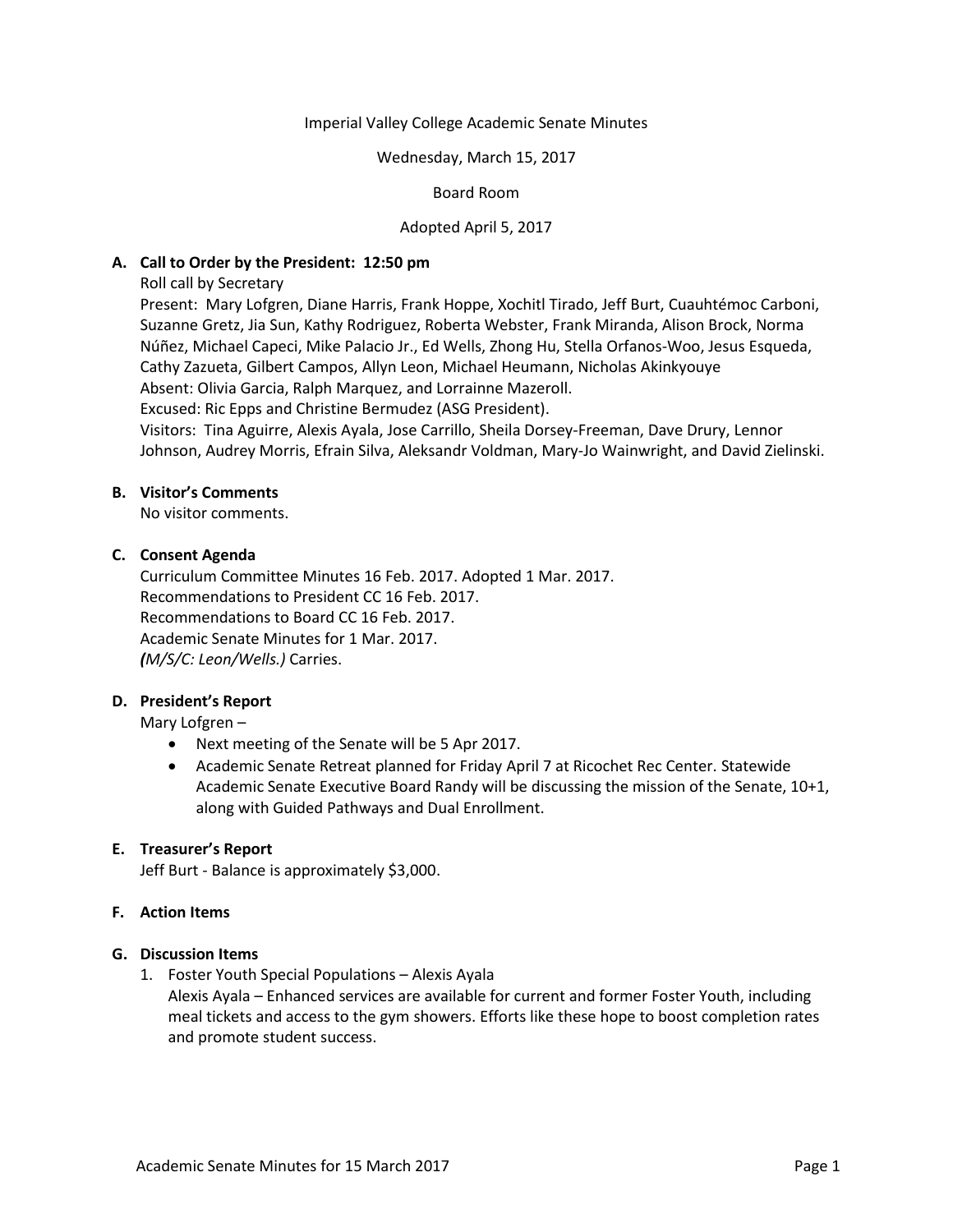Imperial Valley College Academic Senate Minutes

Wednesday, March 15, 2017

Board Room

Adopted April 5, 2017

**A. Call to Order by the President: 12:50 pm**

Roll call by Secretary

Present: Mary Lofgren, Diane Harris, Frank Hoppe, Xochitl Tirado, Jeff Burt, Cuauhtémoc Carboni, Suzanne Gretz, Jia Sun, Kathy Rodriguez, Roberta Webster, Frank Miranda, Alison Brock, Norma Núñez, Michael Capeci, Mike Palacio Jr., Ed Wells, Zhong Hu, Stella Orfanos-Woo, Jesus Esqueda, Cathy Zazueta, Gilbert Campos, Allyn Leon, Michael Heumann, Nicholas Akinkyouye

Absent: Olivia Garcia, Ralph Marquez, and Lorrainne Mazeroll.

Excused: Ric Epps and Christine Bermudez (ASG President).

Visitors: Tina Aguirre, Alexis Ayala, Jose Carrillo, Sheila Dorsey-Freeman, Dave Drury, Lennor Johnson, Audrey Morris, Efrain Silva, Aleksandr Voldman, Mary-Jo Wainwright, and David Zielinski.

**B. Visitor's Comments**

No visitor comments.

**C. Consent Agenda**

Curriculum Committee Minutes 16 Feb. 2017. Adopted 1 Mar. 2017.
Recommendations to President CC 16 Feb. 2017.
Recommendations to Board CC 16 Feb. 2017.
Academic Senate Minutes for 1 Mar. 2017.
***(****M/S/C: Leon/Wells.)* Carries.

**D. President's Report**

Mary Lofgren –

- Next meeting of the Senate will be 5 Apr 2017.
- Academic Senate Retreat planned for Friday April 7 at Ricochet Rec Center. Statewide Academic Senate Executive Board Randy will be discussing the mission of the Senate, 10+1, along with Guided Pathways and Dual Enrollment.

**E. Treasurer's Report**

Jeff Burt - Balance is approximately $3,000.

**F. Action Items**

**G. Discussion Items**

1. Foster Youth Special Populations – Alexis Ayala
   Alexis Ayala – Enhanced services are available for current and former Foster Youth, including meal tickets and access to the gym showers. Efforts like these hope to boost completion rates and promote student success.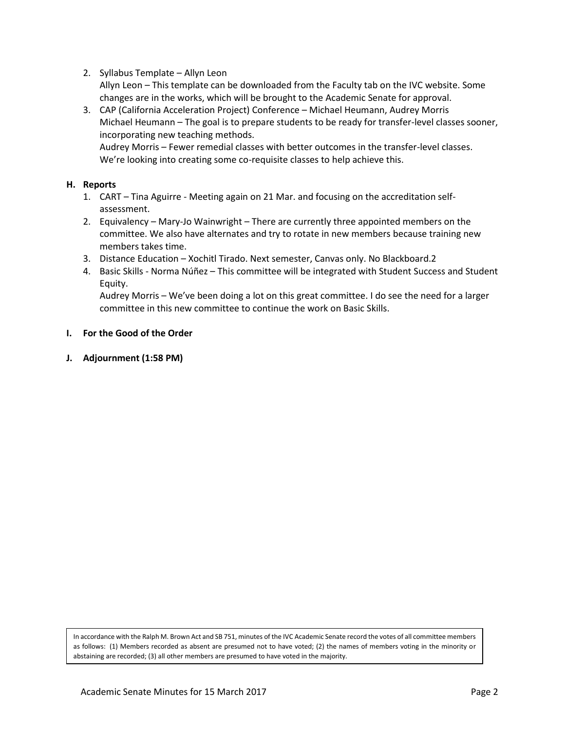2. Syllabus Template – Allyn Leon
   Allyn Leon – This template can be downloaded from the Faculty tab on the IVC website. Some changes are in the works, which will be brought to the Academic Senate for approval.
3. CAP (California Acceleration Project) Conference – Michael Heumann, Audrey Morris
   Michael Heumann – The goal is to prepare students to be ready for transfer-level classes sooner, incorporating new teaching methods.
   Audrey Morris – Fewer remedial classes with better outcomes in the transfer-level classes. We're looking into creating some co-requisite classes to help achieve this.

**H. Reports**

1. CART – Tina Aguirre - Meeting again on 21 Mar. and focusing on the accreditation self-assessment.
2. Equivalency – Mary-Jo Wainwright – There are currently three appointed members on the committee. We also have alternates and try to rotate in new members because training new members takes time.
3. Distance Education – Xochitl Tirado. Next semester, Canvas only. No Blackboard.2
4. Basic Skills - Norma Núñez – This committee will be integrated with Student Success and Student Equity.
   Audrey Morris – We've been doing a lot on this great committee. I do see the need for a larger committee in this new committee to continue the work on Basic Skills.

**I. For the Good of the Order**

**J. Adjournment (1:58 PM)**

In accordance with the Ralph M. Brown Act and SB 751, minutes of the IVC Academic Senate record the votes of all committee members as follows: (1) Members recorded as absent are presumed not to have voted; (2) the names of members voting in the minority or abstaining are recorded; (3) all other members are presumed to have voted in the majority.